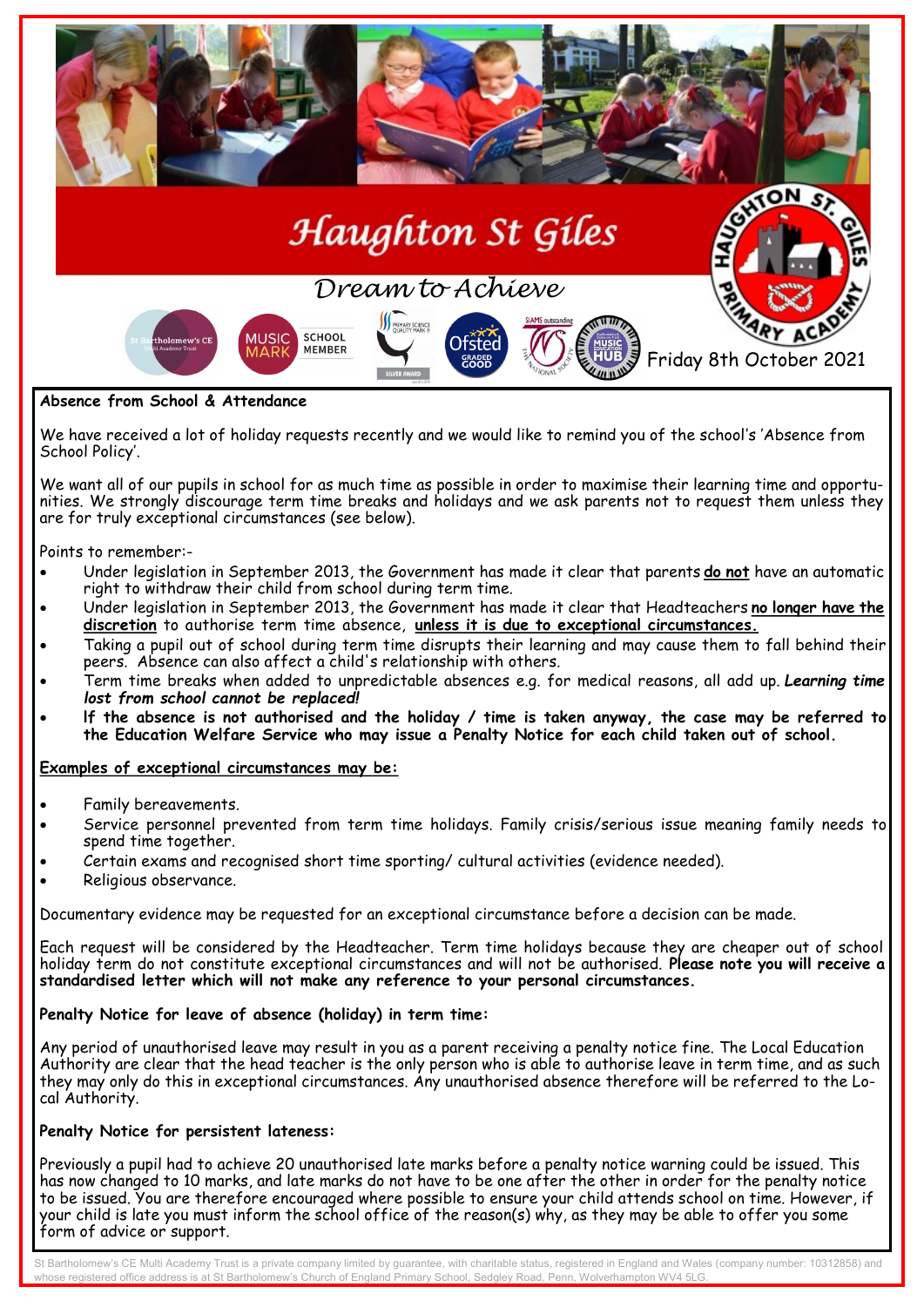# Haughton St Giles

*Dream to Achieve*

Friday 8th October 2021

## Absence from School & Attendance

We have received a lot of holiday requests recently and we would like to remind you of the school's 'Absence from School Policy'.

We want all of our pupils in school for as much time as possible in order to maximise their learning time and opportunities. We strongly discourage term time breaks and holidays and we ask parents not to request them unless they are for truly exceptional circumstances (see below).

Points to remember:-

- Under legislation in September 2013, the Government has made it clear that parents **do not** have an automatic right to withdraw their child from school during term time.
- Under legislation in September 2013, the Government has made it clear that Headteachers **no longer have the discretion** to authorise term time absence, **unless it is due to exceptional circumstances.**
- Taking a pupil out of school during term time disrupts their learning and may cause them to fall behind their peers. Absence can also affect a child's relationship with others.
- Term time breaks when added to unpredictable absences e.g. for medical reasons, all add up. ***Learning time lost from school cannot be replaced!***
- **If the absence is not authorised and the holiday / time is taken anyway, the case may be referred to the Education Welfare Service who may issue a Penalty Notice for each child taken out of school.**

**Examples of exceptional circumstances may be:**

- Family bereavements.
- Service personnel prevented from term time holidays. Family crisis/serious issue meaning family needs to spend time together.
- Certain exams and recognised short time sporting/ cultural activities (evidence needed).
- Religious observance.

Documentary evidence may be requested for an exceptional circumstance before a decision can be made.

Each request will be considered by the Headteacher. Term time holidays because they are cheaper out of school holiday term do not constitute exceptional circumstances and will not be authorised. **Please note you will receive a standardised letter which will not make any reference to your personal circumstances.**

### Penalty Notice for leave of absence (holiday) in term time:

Any period of unauthorised leave may result in you as a parent receiving a penalty notice fine. The Local Education Authority are clear that the head teacher is the only person who is able to authorise leave in term time, and as such they may only do this in exceptional circumstances. Any unauthorised absence therefore will be referred to the Local Authority.

### Penalty Notice for persistent lateness:

Previously a pupil had to achieve 20 unauthorised late marks before a penalty notice warning could be issued. This has now changed to 10 marks, and late marks do not have to be one after the other in order for the penalty notice to be issued. You are therefore encouraged where possible to ensure your child attends school on time. However, if your child is late you must inform the school office of the reason(s) why, as they may be able to offer you some form of advice or support.

St Bartholomew's CE Multi Academy Trust is a private company limited by guarantee, with charitable status, registered in England and Wales (company number: 10312858) and whose registered office address is at St Bartholomew's Church of England Primary School, Sedgley Road, Penn, Wolverhampton WV4 5LG.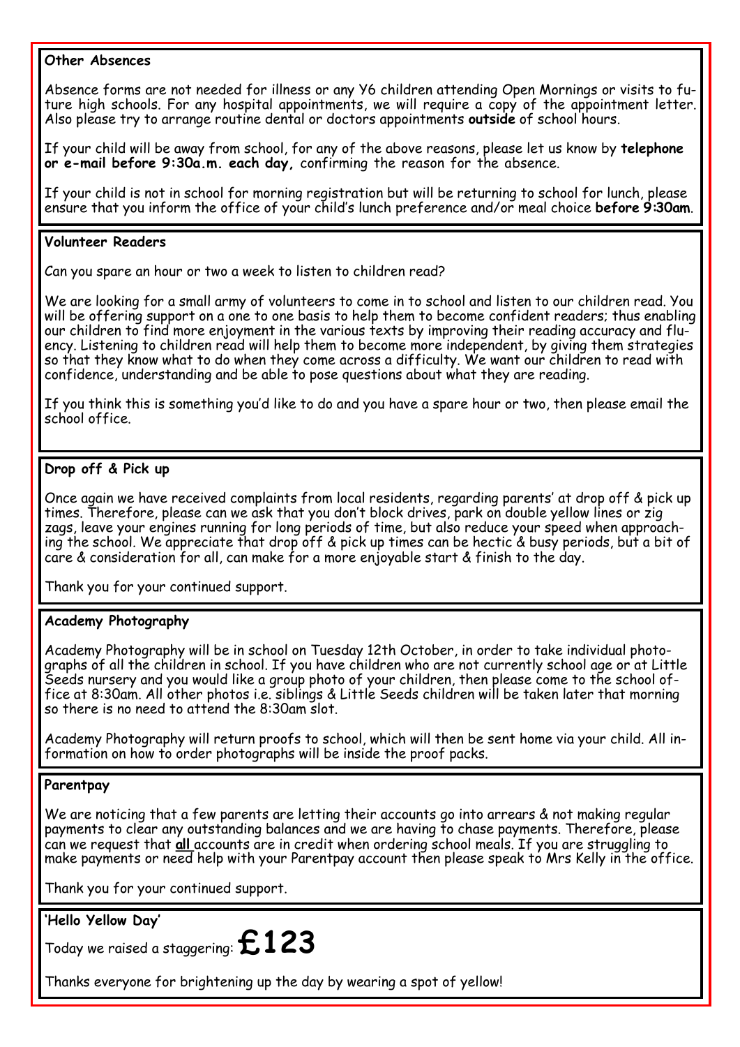## Other Absences

Absence forms are not needed for illness or any Y6 children attending Open Mornings or visits to future high schools. For any hospital appointments, we will require a copy of the appointment letter. Also please try to arrange routine dental or doctors appointments **outside** of school hours.

If your child will be away from school, for any of the above reasons, please let us know by **telephone or e-mail before 9:30a.m. each day,** confirming the reason for the absence.

If your child is not in school for morning registration but will be returning to school for lunch, please ensure that you inform the office of your child's lunch preference and/or meal choice **before 9:30am**.

## Volunteer Readers

Can you spare an hour or two a week to listen to children read?

We are looking for a small army of volunteers to come in to school and listen to our children read. You will be offering support on a one to one basis to help them to become confident readers; thus enabling our children to find more enjoyment in the various texts by improving their reading accuracy and fluency. Listening to children read will help them to become more independent, by giving them strategies so that they know what to do when they come across a difficulty. We want our children to read with confidence, understanding and be able to pose questions about what they are reading.

If you think this is something you'd like to do and you have a spare hour or two, then please email the school office.

## Drop off & Pick up

Once again we have received complaints from local residents, regarding parents' at drop off & pick up times. Therefore, please can we ask that you don't block drives, park on double yellow lines or zig zags, leave your engines running for long periods of time, but also reduce your speed when approaching the school. We appreciate that drop off & pick up times can be hectic & busy periods, but a bit of care & consideration for all, can make for a more enjoyable start & finish to the day.

Thank you for your continued support.

## Academy Photography

Academy Photography will be in school on Tuesday 12th October, in order to take individual photographs of all the children in school. If you have children who are not currently school age or at Little Seeds nursery and you would like a group photo of your children, then please come to the school office at 8:30am. All other photos i.e. siblings & Little Seeds children will be taken later that morning so there is no need to attend the 8:30am slot.

Academy Photography will return proofs to school, which will then be sent home via your child. All information on how to order photographs will be inside the proof packs.

## Parentpay

We are noticing that a few parents are letting their accounts go into arrears & not making regular payments to clear any outstanding balances and we are having to chase payments. Therefore, please can we request that **all** accounts are in credit when ordering school meals. If you are struggling to make payments or need help with your Parentpay account then please speak to Mrs Kelly in the office.

Thank you for your continued support.

## 'Hello Yellow Day'

Today we raised a staggering: **£123**

Thanks everyone for brightening up the day by wearing a spot of yellow!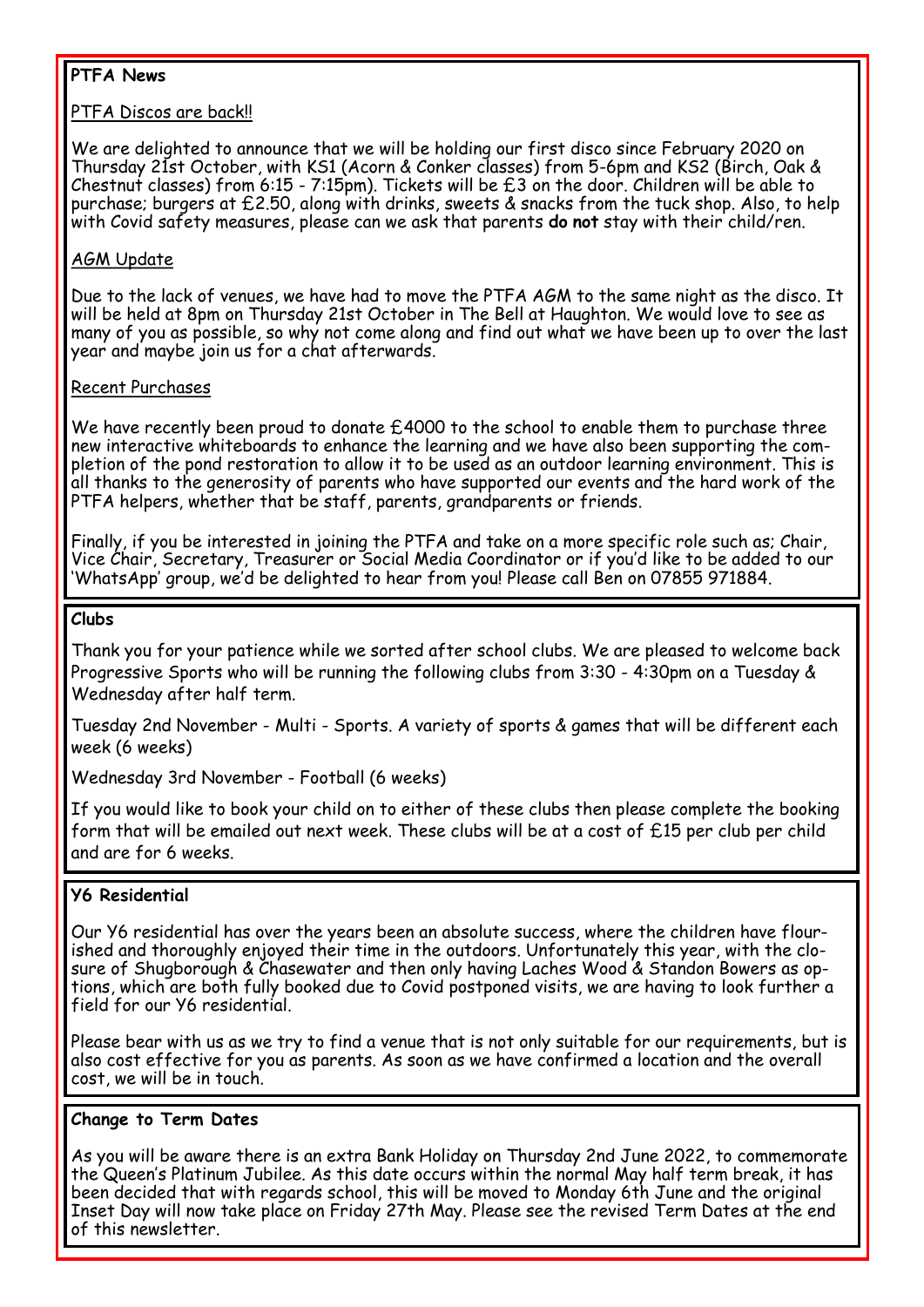## PTFA News

### PTFA Discos are back!!

We are delighted to announce that we will be holding our first disco since February 2020 on Thursday 21st October, with KS1 (Acorn & Conker classes) from 5-6pm and KS2 (Birch, Oak & Chestnut classes) from 6:15 - 7:15pm). Tickets will be £3 on the door. Children will be able to purchase; burgers at £2.50, along with drinks, sweets & snacks from the tuck shop. Also, to help with Covid safety measures, please can we ask that parents **do not** stay with their child/ren.

### AGM Update

Due to the lack of venues, we have had to move the PTFA AGM to the same night as the disco. It will be held at 8pm on Thursday 21st October in The Bell at Haughton. We would love to see as many of you as possible, so why not come along and find out what we have been up to over the last year and maybe join us for a chat afterwards.

### Recent Purchases

We have recently been proud to donate £4000 to the school to enable them to purchase three new interactive whiteboards to enhance the learning and we have also been supporting the completion of the pond restoration to allow it to be used as an outdoor learning environment. This is all thanks to the generosity of parents who have supported our events and the hard work of the PTFA helpers, whether that be staff, parents, grandparents or friends.

Finally, if you be interested in joining the PTFA and take on a more specific role such as; Chair, Vice Chair, Secretary, Treasurer or Social Media Coordinator or if you'd like to be added to our 'WhatsApp' group, we'd be delighted to hear from you! Please call Ben on 07855 971884.

## Clubs

Thank you for your patience while we sorted after school clubs. We are pleased to welcome back Progressive Sports who will be running the following clubs from 3:30 - 4:30pm on a Tuesday & Wednesday after half term.

Tuesday 2nd November - Multi - Sports. A variety of sports & games that will be different each week (6 weeks)

Wednesday 3rd November - Football (6 weeks)

If you would like to book your child on to either of these clubs then please complete the booking form that will be emailed out next week. These clubs will be at a cost of £15 per club per child and are for 6 weeks.

## Y6 Residential

Our Y6 residential has over the years been an absolute success, where the children have flourished and thoroughly enjoyed their time in the outdoors. Unfortunately this year, with the closure of Shugborough & Chasewater and then only having Laches Wood & Standon Bowers as options, which are both fully booked due to Covid postponed visits, we are having to look further a field for our Y6 residential.

Please bear with us as we try to find a venue that is not only suitable for our requirements, but is also cost effective for you as parents. As soon as we have confirmed a location and the overall cost, we will be in touch.

## Change to Term Dates

As you will be aware there is an extra Bank Holiday on Thursday 2nd June 2022, to commemorate the Queen's Platinum Jubilee. As this date occurs within the normal May half term break, it has been decided that with regards school, this will be moved to Monday 6th June and the original Inset Day will now take place on Friday 27th May. Please see the revised Term Dates at the end of this newsletter.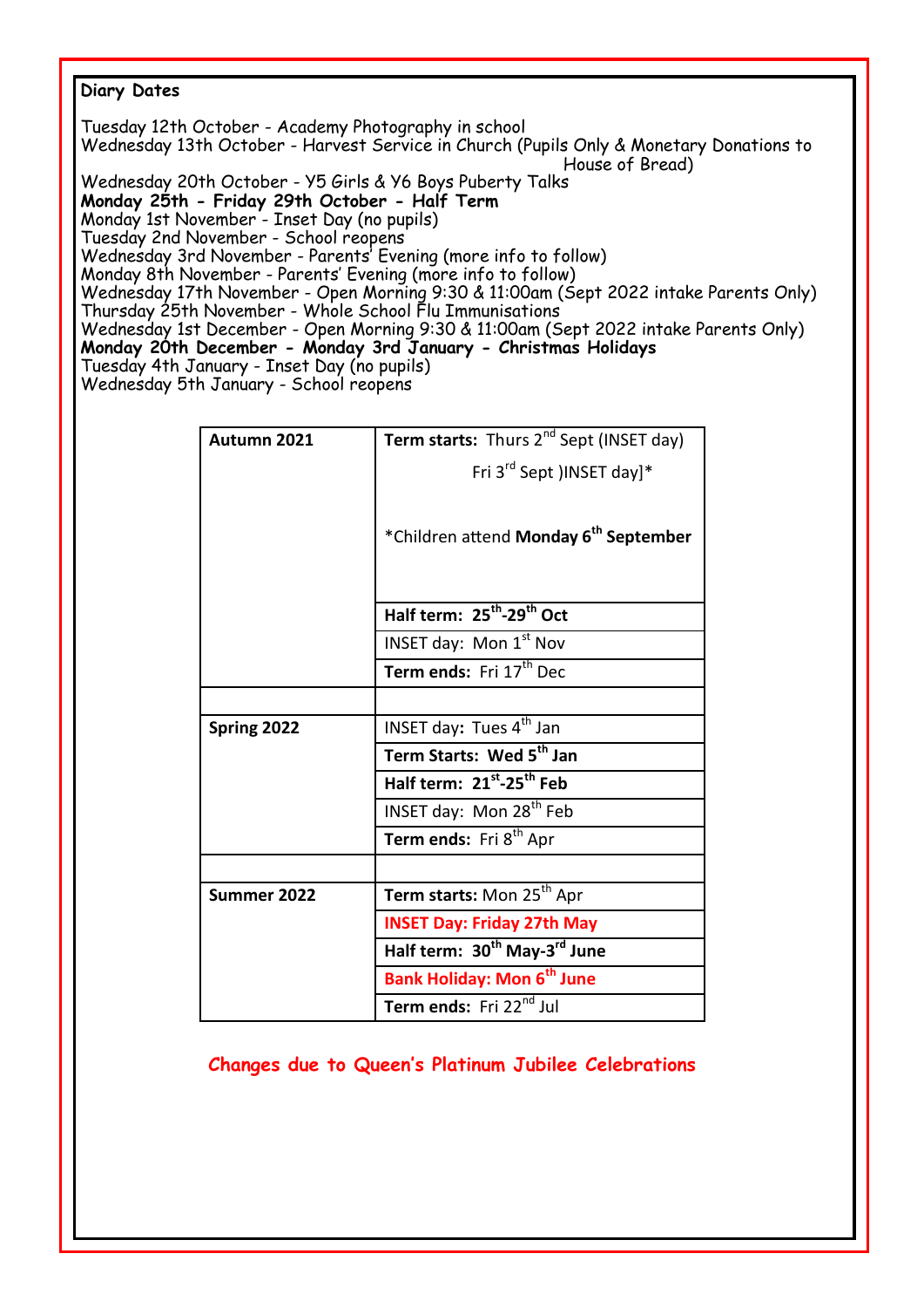**Diary Dates**

Tuesday 12th October - Academy Photography in school
Wednesday 13th October - Harvest Service in Church (Pupils Only & Monetary Donations to House of Bread)
Wednesday 20th October - Y5 Girls & Y6 Boys Puberty Talks
**Monday 25th - Friday 29th October - Half Term**
Monday 1st November - Inset Day (no pupils)
Tuesday 2nd November - School reopens
Wednesday 3rd November - Parents' Evening (more info to follow)
Monday 8th November - Parents' Evening (more info to follow)
Wednesday 17th November - Open Morning 9:30 & 11:00am (Sept 2022 intake Parents Only)
Thursday 25th November - Whole School Flu Immunisations
Wednesday 1st December - Open Morning 9:30 & 11:00am (Sept 2022 intake Parents Only)
**Monday 20th December - Monday 3rd January - Christmas Holidays**
Tuesday 4th January - Inset Day (no pupils)
Wednesday 5th January - School reopens

| | |
|---|---|
| **Autumn 2021** | **Term starts:** Thurs 2nd Sept (INSET day) Fri 3rd Sept )INSET day]* *Children attend **Monday 6th September** |
| | **Half term: 25th-29th Oct** |
| | INSET day: Mon 1st Nov |
| | **Term ends:** Fri 17th Dec |
| | |
| **Spring 2022** | INSET day: Tues 4th Jan |
| | **Term Starts: Wed 5th Jan** |
| | **Half term: 21st-25th Feb** |
| | INSET day: Mon 28th Feb |
| | **Term ends:** Fri 8th Apr |
| | |
| **Summer 2022** | **Term starts:** Mon 25th Apr |
| | **INSET Day: Friday 27th May** |
| | **Half term: 30th May-3rd June** |
| | **Bank Holiday: Mon 6th June** |
| | **Term ends:** Fri 22nd Jul |

**Changes due to Queen's Platinum Jubilee Celebrations**